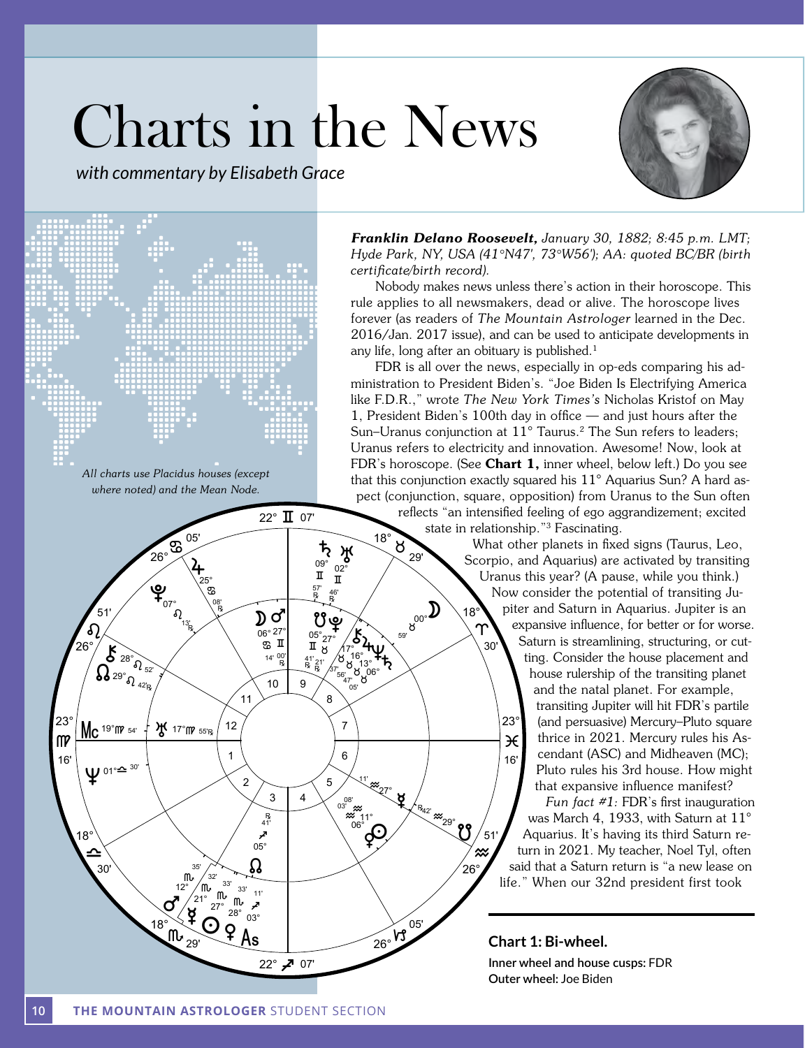# Charts in the News

*with commentary by Elisabeth Grace*

*All charts use Placidus houses (except where noted) and the Mean Node.*

***Franklin Delano Roosevelt,** January 30, 1882; 8:45 p.m. LMT; Hyde Park, NY, USA (41°N47', 73°W56'); AA: quoted BC/BR (birth certificate/birth record).*

Nobody makes news unless there's action in their horoscope. This rule applies to all newsmakers, dead or alive. The horoscope lives forever (as readers of *The Mountain Astrologer* learned in the Dec. 2016/Jan. 2017 issue), and can be used to anticipate developments in any life, long after an obituary is published.[1]

FDR is all over the news, especially in op-eds comparing his administration to President Biden's. "Joe Biden Is Electrifying America like F.D.R.," wrote *The New York Times's* Nicholas Kristof on May 1, President Biden's 100th day in office — and just hours after the Sun–Uranus conjunction at 11° Taurus.[2] The Sun refers to leaders; Uranus refers to electricity and innovation. Awesome! Now, look at FDR's horoscope. (See **Chart 1,** inner wheel, below left.) Do you see that this conjunction exactly squared his 11° Aquarius Sun? A hard aspect (conjunction, square, opposition) from Uranus to the Sun often reflects "an intensified feeling of ego aggrandizement; excited state in relationship."[3] Fascinating.

What other planets in fixed signs (Taurus, Leo, Scorpio, and Aquarius) are activated by transiting Uranus this year? (A pause, while you think.) Now consider the potential of transiting Jupiter and Saturn in Aquarius. Jupiter is an expansive influence, for better or for worse. Saturn is streamlining, structuring, or cutting. Consider the house placement and house rulership of the transiting planet and the natal planet. For example, transiting Jupiter will hit FDR's partile (and persuasive) Mercury–Pluto square thrice in 2021. Mercury rules his Ascendant (ASC) and Midheaven (MC); Pluto rules his 3rd house. How might that expansive influence manifest?

*Fun fact #1:* FDR's first inauguration was March 4, 1933, with Saturn at 11° Aquarius. It's having its third Saturn return in 2021. My teacher, Noel Tyl, often said that a Saturn return is "a new lease on life." When our 32nd president first took

**Chart 1: Bi-wheel.**
**Inner wheel and house cusps:** FDR
**Outer wheel:** Joe Biden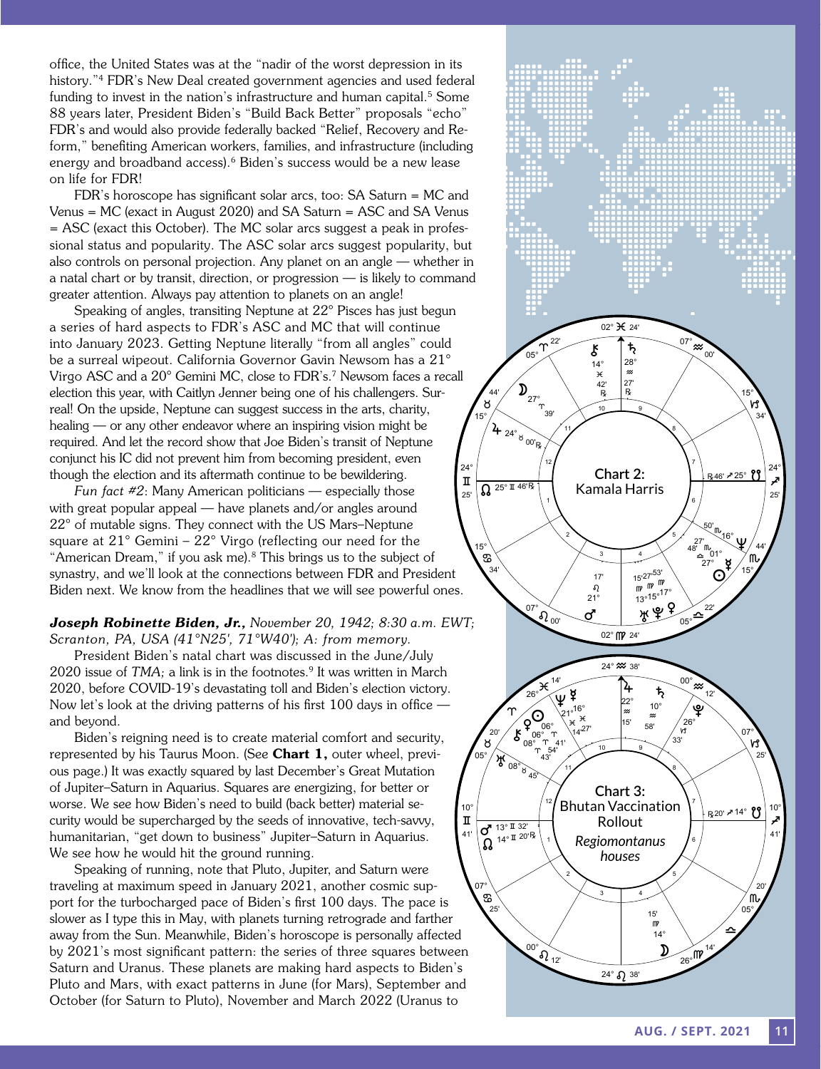office, the United States was at the "nadir of the worst depression in its history."[4] FDR's New Deal created government agencies and used federal funding to invest in the nation's infrastructure and human capital.[5] Some 88 years later, President Biden's "Build Back Better" proposals "echo" FDR's and would also provide federally backed "Relief, Recovery and Reform," benefiting American workers, families, and infrastructure (including energy and broadband access).[6] Biden's success would be a new lease on life for FDR!

FDR's horoscope has significant solar arcs, too: SA Saturn = MC and Venus = MC (exact in August 2020) and SA Saturn = ASC and SA Venus = ASC (exact this October). The MC solar arcs suggest a peak in professional status and popularity. The ASC solar arcs suggest popularity, but also controls on personal projection. Any planet on an angle — whether in a natal chart or by transit, direction, or progression — is likely to command greater attention. Always pay attention to planets on an angle!

Speaking of angles, transiting Neptune at 22° Pisces has just begun a series of hard aspects to FDR's ASC and MC that will continue into January 2023. Getting Neptune literally "from all angles" could be a surreal wipeout. California Governor Gavin Newsom has a 21° Virgo ASC and a 20° Gemini MC, close to FDR's.[7] Newsom faces a recall election this year, with Caitlyn Jenner being one of his challengers. Surreal! On the upside, Neptune can suggest success in the arts, charity, healing — or any other endeavor where an inspiring vision might be required. And let the record show that Joe Biden's transit of Neptune conjunct his IC did not prevent him from becoming president, even though the election and its aftermath continue to be bewildering.

*Fun fact #2*: Many American politicians — especially those with great popular appeal — have planets and/or angles around 22° of mutable signs. They connect with the US Mars–Neptune square at 21° Gemini – 22° Virgo (reflecting our need for the "American Dream," if you ask me).[8] This brings us to the subject of synastry, and we'll look at the connections between FDR and President Biden next. We know from the headlines that we will see powerful ones.

***Joseph Robinette Biden, Jr.,*** *November 20, 1942; 8:30 a.m. EWT; Scranton, PA, USA (41°N25', 71°W40'); A: from memory.*

President Biden's natal chart was discussed in the June/July 2020 issue of *TMA;* a link is in the footnotes.[9] It was written in March 2020, before COVID-19's devastating toll and Biden's election victory. Now let's look at the driving patterns of his first 100 days in office — and beyond.

Biden's reigning need is to create material comfort and security, represented by his Taurus Moon. (See **Chart 1,** outer wheel, previous page.) It was exactly squared by last December's Great Mutation of Jupiter–Saturn in Aquarius. Squares are energizing, for better or worse. We see how Biden's need to build (back better) material security would be supercharged by the seeds of innovative, tech-savvy, humanitarian, "get down to business" Jupiter–Saturn in Aquarius. We see how he would hit the ground running.

Speaking of running, note that Pluto, Jupiter, and Saturn were traveling at maximum speed in January 2021, another cosmic support for the turbocharged pace of Biden's first 100 days. The pace is slower as I type this in May, with planets turning retrograde and farther away from the Sun. Meanwhile, Biden's horoscope is personally affected by 2021's most significant pattern: the series of three squares between Saturn and Uranus. These planets are making hard aspects to Biden's Pluto and Mars, with exact patterns in June (for Mars), September and October (for Saturn to Pluto), November and March 2022 (Uranus to

Chart 2: Kamala Harris

Chart 3: Bhutan Vaccination Rollout
*Regiomontanus houses*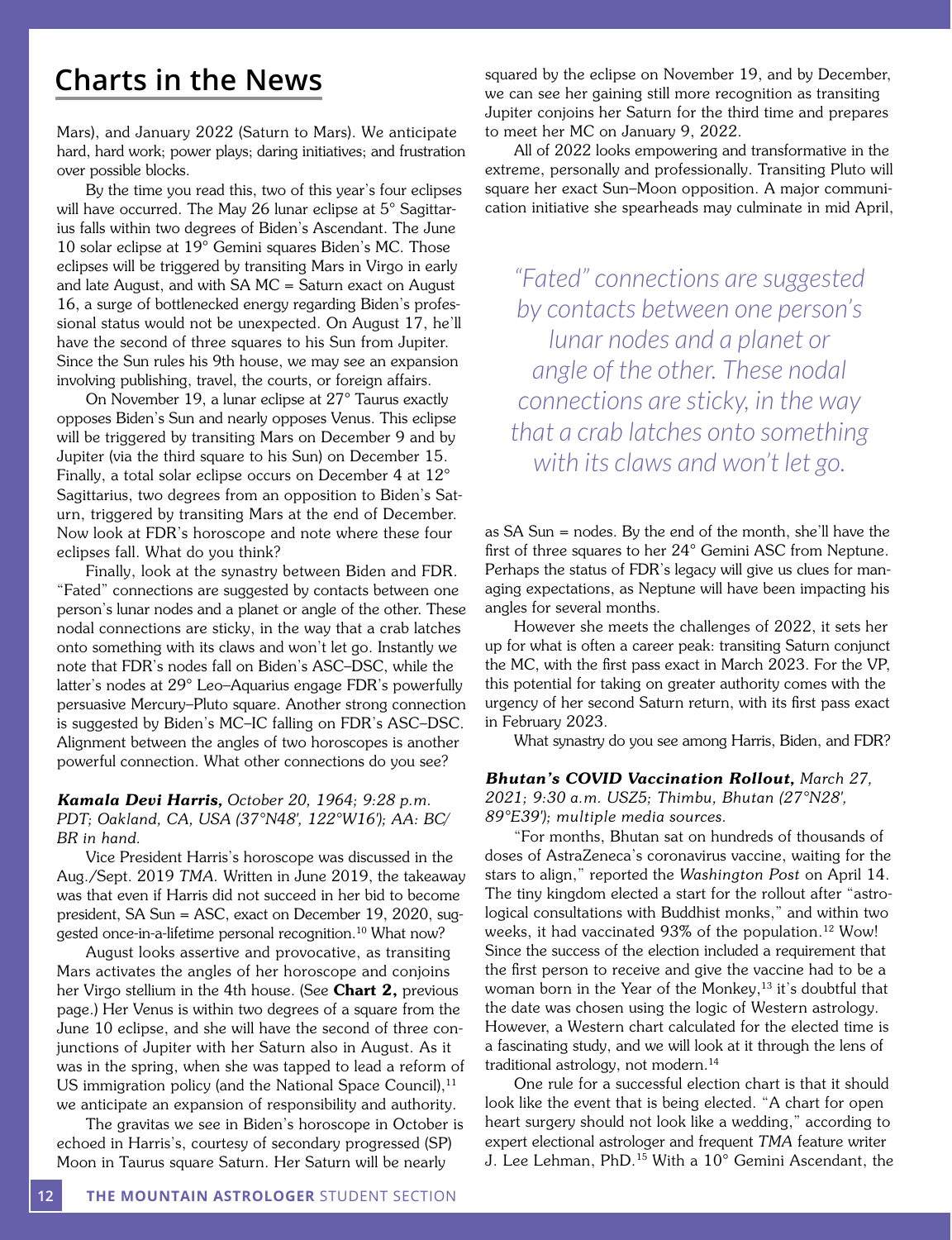## Charts in the News

Mars), and January 2022 (Saturn to Mars). We anticipate hard, hard work; power plays; daring initiatives; and frustration over possible blocks.

By the time you read this, two of this year's four eclipses will have occurred. The May 26 lunar eclipse at 5° Sagittarius falls within two degrees of Biden's Ascendant. The June 10 solar eclipse at 19° Gemini squares Biden's MC. Those eclipses will be triggered by transiting Mars in Virgo in early and late August, and with SA MC = Saturn exact on August 16, a surge of bottlenecked energy regarding Biden's professional status would not be unexpected. On August 17, he'll have the second of three squares to his Sun from Jupiter. Since the Sun rules his 9th house, we may see an expansion involving publishing, travel, the courts, or foreign affairs.

On November 19, a lunar eclipse at 27° Taurus exactly opposes Biden's Sun and nearly opposes Venus. This eclipse will be triggered by transiting Mars on December 9 and by Jupiter (via the third square to his Sun) on December 15. Finally, a total solar eclipse occurs on December 4 at 12° Sagittarius, two degrees from an opposition to Biden's Saturn, triggered by transiting Mars at the end of December. Now look at FDR's horoscope and note where these four eclipses fall. What do you think?

Finally, look at the synastry between Biden and FDR. "Fated" connections are suggested by contacts between one person's lunar nodes and a planet or angle of the other. These nodal connections are sticky, in the way that a crab latches onto something with its claws and won't let go. Instantly we note that FDR's nodes fall on Biden's ASC–DSC, while the latter's nodes at 29° Leo–Aquarius engage FDR's powerfully persuasive Mercury–Pluto square. Another strong connection is suggested by Biden's MC–IC falling on FDR's ASC–DSC. Alignment between the angles of two horoscopes is another powerful connection. What other connections do you see?

***Kamala Devi Harris,*** *October 20, 1964; 9:28 p.m. PDT; Oakland, CA, USA (37°N48', 122°W16'); AA: BC/BR in hand.*

Vice President Harris's horoscope was discussed in the Aug./Sept. 2019 *TMA*. Written in June 2019, the takeaway was that even if Harris did not succeed in her bid to become president, SA Sun = ASC, exact on December 19, 2020, suggested once-in-a-lifetime personal recognition.[10] What now?

August looks assertive and provocative, as transiting Mars activates the angles of her horoscope and conjoins her Virgo stellium in the 4th house. (See **Chart 2,** previous page.) Her Venus is within two degrees of a square from the June 10 eclipse, and she will have the second of three conjunctions of Jupiter with her Saturn also in August. As it was in the spring, when she was tapped to lead a reform of US immigration policy (and the National Space Council),[11] we anticipate an expansion of responsibility and authority.

The gravitas we see in Biden's horoscope in October is echoed in Harris's, courtesy of secondary progressed (SP) Moon in Taurus square Saturn. Her Saturn will be nearly squared by the eclipse on November 19, and by December, we can see her gaining still more recognition as transiting Jupiter conjoins her Saturn for the third time and prepares to meet her MC on January 9, 2022.

All of 2022 looks empowering and transformative in the extreme, personally and professionally. Transiting Pluto will square her exact Sun–Moon opposition. A major communication initiative she spearheads may culminate in mid April,

> *"Fated" connections are suggested by contacts between one person's lunar nodes and a planet or angle of the other. These nodal connections are sticky, in the way that a crab latches onto something with its claws and won't let go.*

as SA Sun = nodes. By the end of the month, she'll have the first of three squares to her 24° Gemini ASC from Neptune. Perhaps the status of FDR's legacy will give us clues for managing expectations, as Neptune will have been impacting his angles for several months.

However she meets the challenges of 2022, it sets her up for what is often a career peak: transiting Saturn conjunct the MC, with the first pass exact in March 2023. For the VP, this potential for taking on greater authority comes with the urgency of her second Saturn return, with its first pass exact in February 2023.

What synastry do you see among Harris, Biden, and FDR?

***Bhutan's COVID Vaccination Rollout,*** *March 27, 2021; 9:30 a.m. USZ5; Thimbu, Bhutan (27°N28', 89°E39'); multiple media sources.*

"For months, Bhutan sat on hundreds of thousands of doses of AstraZeneca's coronavirus vaccine, waiting for the stars to align," reported the *Washington Post* on April 14. The tiny kingdom elected a start for the rollout after "astrological consultations with Buddhist monks," and within two weeks, it had vaccinated 93% of the population.[12] Wow! Since the success of the election included a requirement that the first person to receive and give the vaccine had to be a woman born in the Year of the Monkey,[13] it's doubtful that the date was chosen using the logic of Western astrology. However, a Western chart calculated for the elected time is a fascinating study, and we will look at it through the lens of traditional astrology, not modern.[14]

One rule for a successful election chart is that it should look like the event that is being elected. "A chart for open heart surgery should not look like a wedding," according to expert electional astrologer and frequent *TMA* feature writer J. Lee Lehman, PhD.[15] With a 10° Gemini Ascendant, the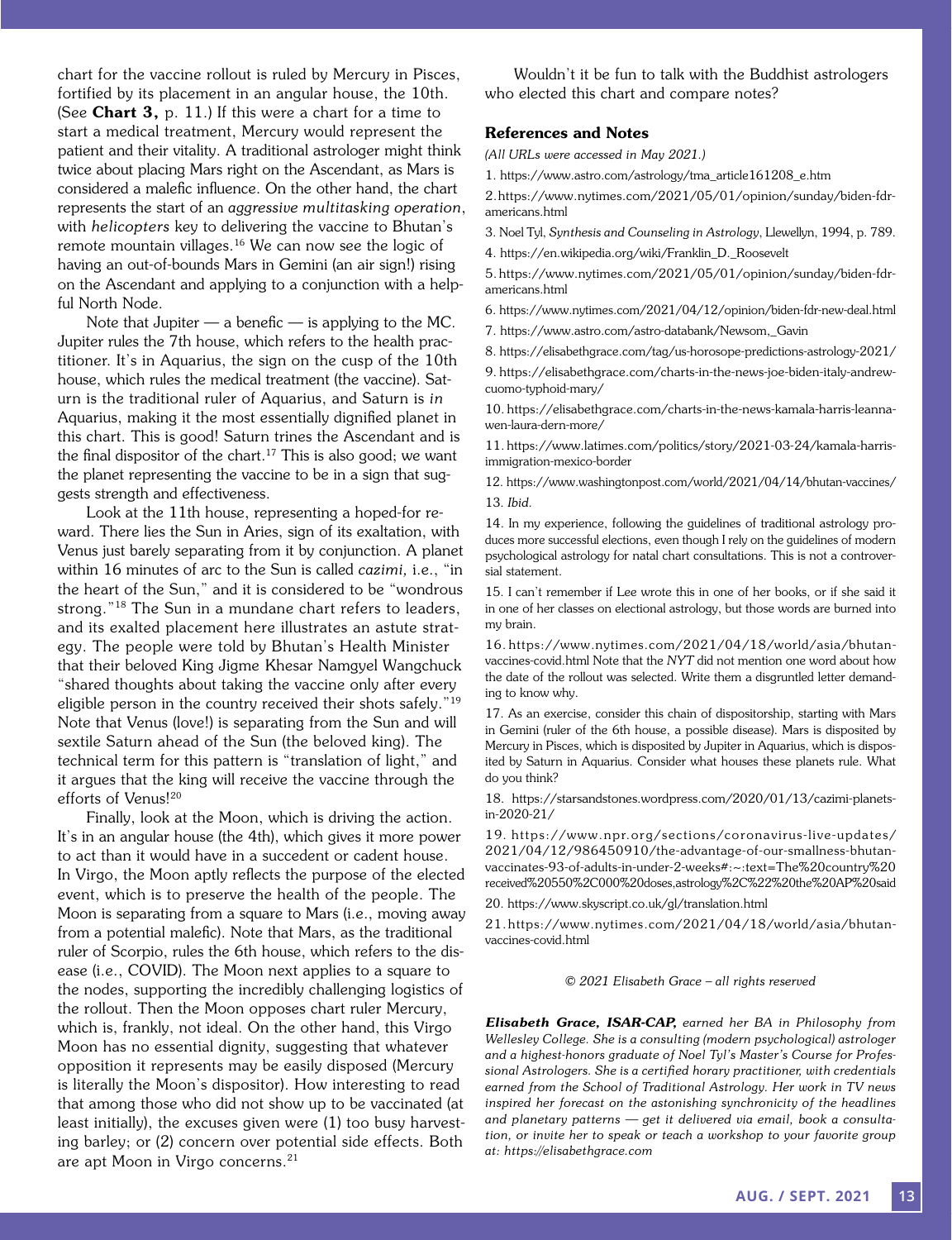chart for the vaccine rollout is ruled by Mercury in Pisces, fortified by its placement in an angular house, the 10th. (See **Chart 3,** p. 11.) If this were a chart for a time to start a medical treatment, Mercury would represent the patient and their vitality. A traditional astrologer might think twice about placing Mars right on the Ascendant, as Mars is considered a malefic influence. On the other hand, the chart represents the start of an *aggressive multitasking operation*, with *helicopters* key to delivering the vaccine to Bhutan's remote mountain villages.[16] We can now see the logic of having an out-of-bounds Mars in Gemini (an air sign!) rising on the Ascendant and applying to a conjunction with a helpful North Node.

Note that Jupiter — a benefic — is applying to the MC. Jupiter rules the 7th house, which refers to the health practitioner. It's in Aquarius, the sign on the cusp of the 10th house, which rules the medical treatment (the vaccine). Saturn is the traditional ruler of Aquarius, and Saturn is *in* Aquarius, making it the most essentially dignified planet in this chart. This is good! Saturn trines the Ascendant and is the final dispositor of the chart.[17] This is also good; we want the planet representing the vaccine to be in a sign that suggests strength and effectiveness.

Look at the 11th house, representing a hoped-for reward. There lies the Sun in Aries, sign of its exaltation, with Venus just barely separating from it by conjunction. A planet within 16 minutes of arc to the Sun is called *cazimi,* i.e., "in the heart of the Sun," and it is considered to be "wondrous strong."[18] The Sun in a mundane chart refers to leaders, and its exalted placement here illustrates an astute strategy. The people were told by Bhutan's Health Minister that their beloved King Jigme Khesar Namgyel Wangchuck "shared thoughts about taking the vaccine only after every eligible person in the country received their shots safely."[19] Note that Venus (love!) is separating from the Sun and will sextile Saturn ahead of the Sun (the beloved king). The technical term for this pattern is "translation of light," and it argues that the king will receive the vaccine through the efforts of Venus![20]

Finally, look at the Moon, which is driving the action. It's in an angular house (the 4th), which gives it more power to act than it would have in a succedent or cadent house. In Virgo, the Moon aptly reflects the purpose of the elected event, which is to preserve the health of the people. The Moon is separating from a square to Mars (i.e., moving away from a potential malefic). Note that Mars, as the traditional ruler of Scorpio, rules the 6th house, which refers to the disease (i.e., COVID). The Moon next applies to a square to the nodes, supporting the incredibly challenging logistics of the rollout. Then the Moon opposes chart ruler Mercury, which is, frankly, not ideal. On the other hand, this Virgo Moon has no essential dignity, suggesting that whatever opposition it represents may be easily disposed (Mercury is literally the Moon's dispositor). How interesting to read that among those who did not show up to be vaccinated (at least initially), the excuses given were (1) too busy harvesting barley; or (2) concern over potential side effects. Both are apt Moon in Virgo concerns.[21]

Wouldn't it be fun to talk with the Buddhist astrologers who elected this chart and compare notes?

### References and Notes

*(All URLs were accessed in May 2021.)*

1. https://www.astro.com/astrology/tma_article161208_e.htm

2. https://www.nytimes.com/2021/05/01/opinion/sunday/biden-fdr-americans.html

3. Noel Tyl, *Synthesis and Counseling in Astrology*, Llewellyn, 1994, p. 789.

4. https://en.wikipedia.org/wiki/Franklin_D._Roosevelt

5. https://www.nytimes.com/2021/05/01/opinion/sunday/biden-fdr-americans.html

6. https://www.nytimes.com/2021/04/12/opinion/biden-fdr-new-deal.html

7. https://www.astro.com/astro-databank/Newsom,_Gavin

8. https://elisabethgrace.com/tag/us-horosope-predictions-astrology-2021/

9. https://elisabethgrace.com/charts-in-the-news-joe-biden-italy-andrew-cuomo-typhoid-mary/

10. https://elisabethgrace.com/charts-in-the-news-kamala-harris-leanna-wen-laura-dern-more/

11. https://www.latimes.com/politics/story/2021-03-24/kamala-harris-immigration-mexico-border

12. https://www.washingtonpost.com/world/2021/04/14/bhutan-vaccines/

13. *Ibid.*

14. In my experience, following the guidelines of traditional astrology produces more successful elections, even though I rely on the guidelines of modern psychological astrology for natal chart consultations. This is not a controversial statement.

15. I can't remember if Lee wrote this in one of her books, or if she said it in one of her classes on electional astrology, but those words are burned into my brain.

16. https://www.nytimes.com/2021/04/18/world/asia/bhutan-vaccines-covid.html Note that the *NYT* did not mention one word about how the date of the rollout was selected. Write them a disgruntled letter demanding to know why.

17. As an exercise, consider this chain of dispositorship, starting with Mars in Gemini (ruler of the 6th house, a possible disease). Mars is disposited by Mercury in Pisces, which is disposited by Jupiter in Aquarius, which is disposited by Saturn in Aquarius. Consider what houses these planets rule. What do you think?

18. https://starsandstones.wordpress.com/2020/01/13/cazimi-planets-in-2020-21/

19. https://www.npr.org/sections/coronavirus-live-updates/2021/04/12/986450910/the-advantage-of-our-smallness-bhutan-vaccinates-93-of-adults-in-under-2-weeks#:~:text=The%20country%20received%20550%2C000%20doses,astrology%2C%22%20the%20AP%20said

20. https://www.skyscript.co.uk/gl/translation.html

21. https://www.nytimes.com/2021/04/18/world/asia/bhutan-vaccines-covid.html

*© 2021 Elisabeth Grace – all rights reserved*

***Elisabeth Grace, ISAR-CAP,*** *earned her BA in Philosophy from Wellesley College. She is a consulting (modern psychological) astrologer and a highest-honors graduate of Noel Tyl's Master's Course for Professional Astrologers. She is a certified horary practitioner, with credentials earned from the School of Traditional Astrology. Her work in TV news inspired her forecast on the astonishing synchronicity of the headlines and planetary patterns — get it delivered via email, book a consultation, or invite her to speak or teach a workshop to your favorite group at: https://elisabethgrace.com*